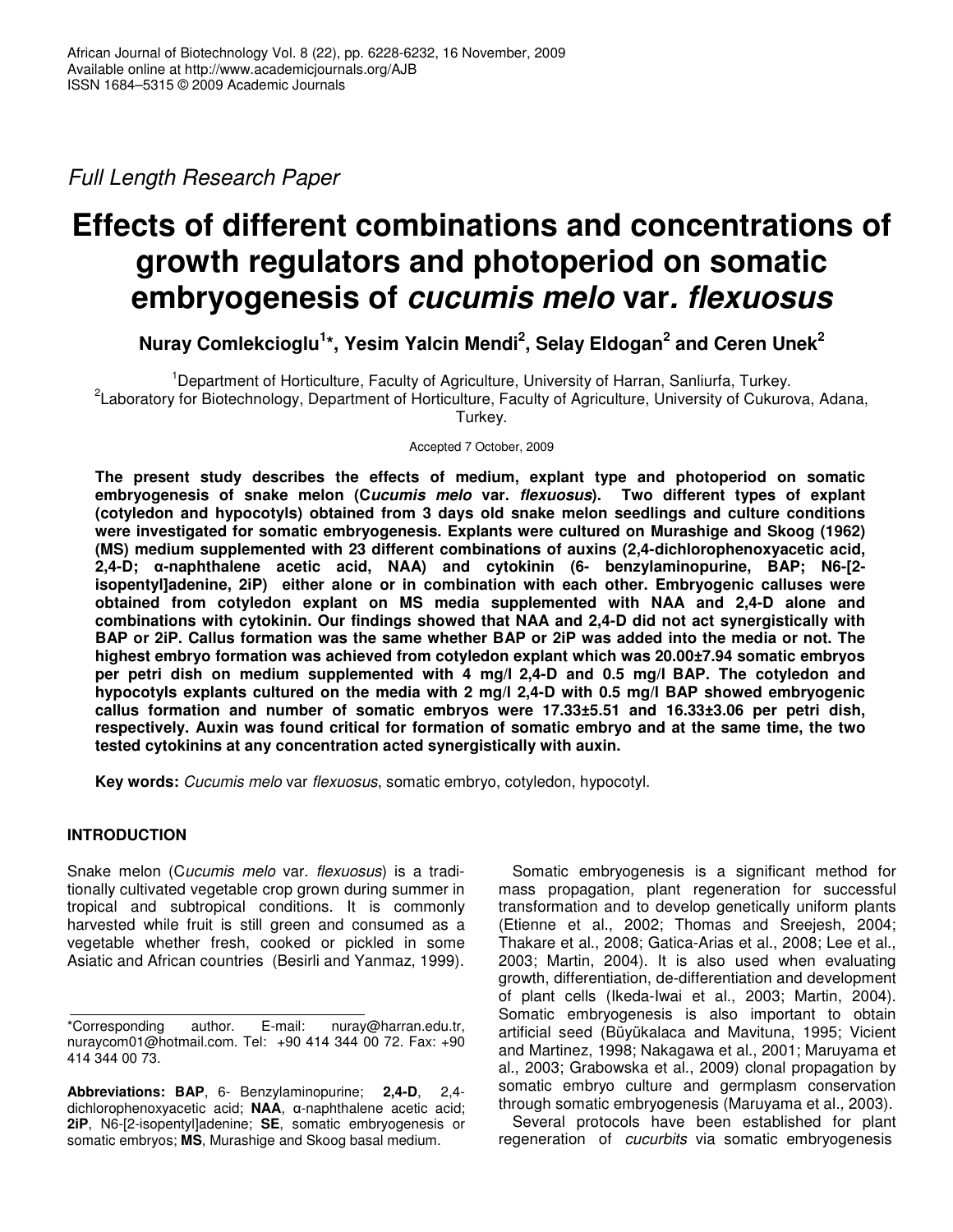*Full Length Research Paper*

# Effects of different combinations and concentrations of growth regulators and photoperiod on somatic embryogenesis of *cucumis melo* var*. flexuosus*

**Nuray Comlekcioglu[1]\*, Yesim Yalcin Mendi[2], Selay Eldogan[2] and Ceren Unek[2]**

[1]Department of Horticulture, Faculty of Agriculture, University of Harran, Sanliurfa, Turkey.
[2]Laboratory for Biotechnology, Department of Horticulture, Faculty of Agriculture, University of Cukurova, Adana, Turkey.

Accepted 7 October, 2009

**The present study describes the effects of medium, explant type and photoperiod on somatic embryogenesis of snake melon (C*ucumis melo* var. *flexuosus*). Two different types of explant (cotyledon and hypocotyls) obtained from 3 days old snake melon seedlings and culture conditions were investigated for somatic embryogenesis. Explants were cultured on Murashige and Skoog (1962) (MS) medium supplemented with 23 different combinations of auxins (2,4-dichlorophenoxyacetic acid, 2,4-D; α-naphthalene acetic acid, NAA) and cytokinin (6- benzylaminopurine, BAP; N6-[2-isopentyl]adenine, 2iP) either alone or in combination with each other. Embryogenic calluses were obtained from cotyledon explant on MS media supplemented with NAA and 2,4-D alone and combinations with cytokinin. Our findings showed that NAA and 2,4-D did not act synergistically with BAP or 2iP. Callus formation was the same whether BAP or 2iP was added into the media or not. The highest embryo formation was achieved from cotyledon explant which was 20.00±7.94 somatic embryos per petri dish on medium supplemented with 4 mg/l 2,4-D and 0.5 mg/l BAP. The cotyledon and hypocotyls explants cultured on the media with 2 mg/l 2,4-D with 0.5 mg/l BAP showed embryogenic callus formation and number of somatic embryos were 17.33±5.51 and 16.33±3.06 per petri dish, respectively. Auxin was found critical for formation of somatic embryo and at the same time, the two tested cytokinins at any concentration acted synergistically with auxin.**

**Key words:** *Cucumis melo* var *flexuosus*, somatic embryo, cotyledon, hypocotyl.

## INTRODUCTION

Snake melon (C*ucumis melo* var. *flexuosus*) is a traditionally cultivated vegetable crop grown during summer in tropical and subtropical conditions. It is commonly harvested while fruit is still green and consumed as a vegetable whether fresh, cooked or pickled in some Asiatic and African countries (Besirli and Yanmaz, 1999).

Somatic embryogenesis is a significant method for mass propagation, plant regeneration for successful transformation and to develop genetically uniform plants (Etienne et al., 2002; Thomas and Sreejesh, 2004; Thakare et al., 2008; Gatica-Arias et al., 2008; Lee et al., 2003; Martin, 2004). It is also used when evaluating growth, differentiation, de-differentiation and development of plant cells (Ikeda-Iwai et al., 2003; Martin, 2004). Somatic embryogenesis is also important to obtain artificial seed (Büyükalaca and Mavituna, 1995; Vicient and Martinez, 1998; Nakagawa et al., 2001; Maruyama et al., 2003; Grabowska et al., 2009) clonal propagation by somatic embryo culture and germplasm conservation through somatic embryogenesis (Maruyama et al*.,* 2003).

Several protocols have been established for plant regeneration of *cucurbits* via somatic embryogenesis

\*Corresponding author. E-mail: nuray@harran.edu.tr, nuraycom01@hotmail.com. Tel: +90 414 344 00 72. Fax: +90 414 344 00 73.

**Abbreviations: BAP**, 6- Benzylaminopurine; **2,4-D**, 2,4-dichlorophenoxyacetic acid; **NAA**, α-naphthalene acetic acid; **2iP**, N6-[2-isopentyl]adenine; **SE**, somatic embryogenesis or somatic embryos; **MS**, Murashige and Skoog basal medium.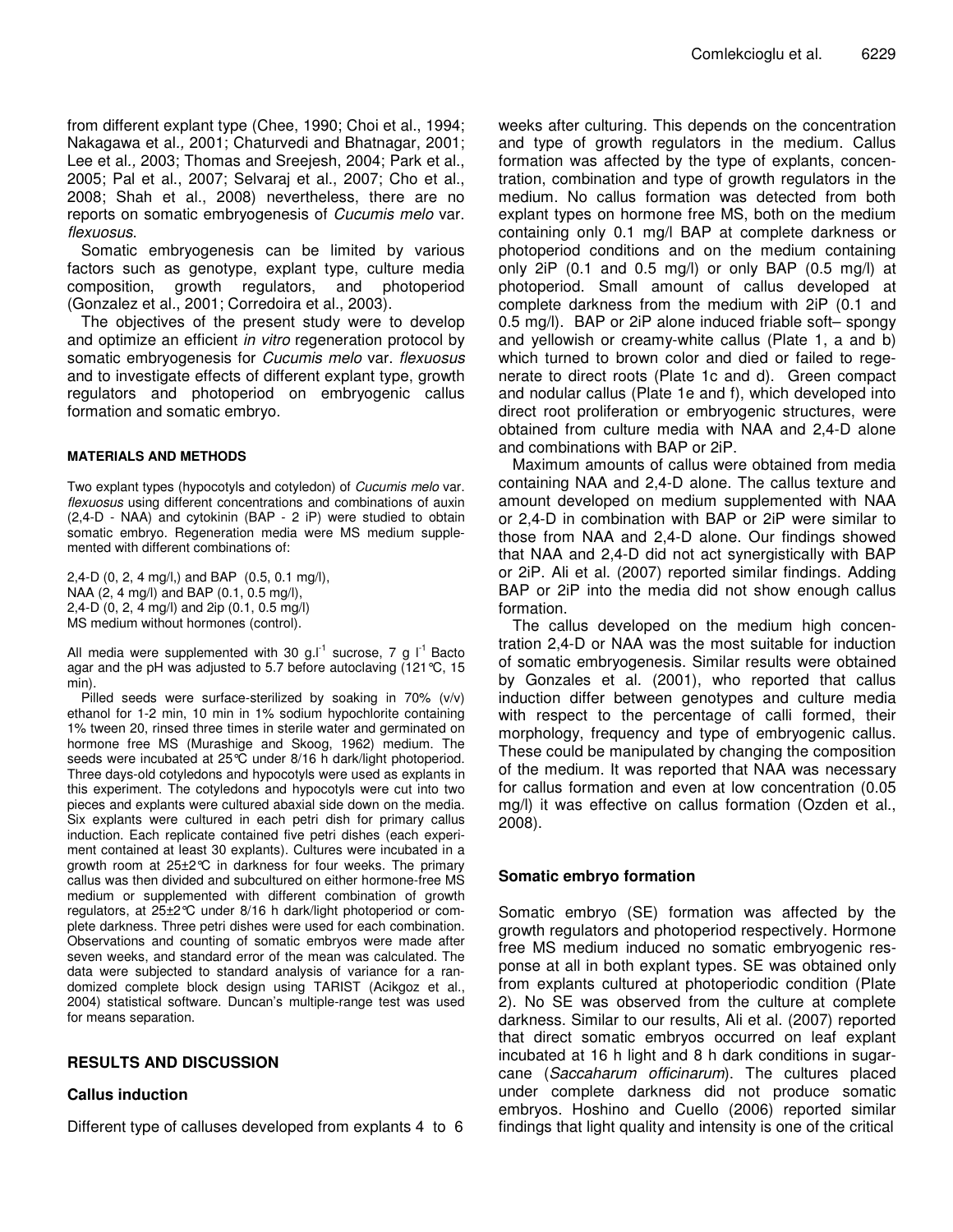from different explant type (Chee, 1990; Choi et al., 1994; Nakagawa et al*.,* 2001; Chaturvedi and Bhatnagar, 2001; Lee et al*.,* 2003; Thomas and Sreejesh, 2004; Park et al., 2005; Pal et al., 2007; Selvaraj et al., 2007; Cho et al., 2008; Shah et al., 2008) nevertheless, there are no reports on somatic embryogenesis of *Cucumis melo* var. *flexuosus.*

Somatic embryogenesis can be limited by various factors such as genotype, explant type, culture media composition, growth regulators, and photoperiod (Gonzalez et al., 2001; Corredoira et al., 2003).

The objectives of the present study were to develop and optimize an efficient *in vitro* regeneration protocol by somatic embryogenesis for *Cucumis melo* var. *flexuosus* and to investigate effects of different explant type, growth regulators and photoperiod on embryogenic callus formation and somatic embryo.

## MATERIALS AND METHODS

Two explant types (hypocotyls and cotyledon) of *Cucumis melo* var. *flexuosus* using different concentrations and combinations of auxin (2,4-D - NAA) and cytokinin (BAP - 2 iP) were studied to obtain somatic embryo. Regeneration media were MS medium supplemented with different combinations of:

2,4-D (0, 2, 4 mg/l,) and BAP (0.5, 0.1 mg/l),
NAA (2, 4 mg/l) and BAP (0.1, 0.5 mg/l),
2,4-D (0, 2, 4 mg/l) and 2ip (0.1, 0.5 mg/l)
MS medium without hormones (control).

All media were supplemented with 30 g.l$^{-1}$ sucrose, 7 g l$^{-1}$ Bacto agar and the pH was adjusted to 5.7 before autoclaving (121°C, 15 min).

Pilled seeds were surface-sterilized by soaking in 70% (v/v) ethanol for 1-2 min, 10 min in 1% sodium hypochlorite containing 1% tween 20, rinsed three times in sterile water and germinated on hormone free MS (Murashige and Skoog, 1962) medium. The seeds were incubated at 25°C under 8/16 h dark/light photoperiod. Three days-old cotyledons and hypocotyls were used as explants in this experiment. The cotyledons and hypocotyls were cut into two pieces and explants were cultured abaxial side down on the media. Six explants were cultured in each petri dish for primary callus induction. Each replicate contained five petri dishes (each experiment contained at least 30 explants). Cultures were incubated in a growth room at 25±2°C in darkness for four weeks. The primary callus was then divided and subcultured on either hormone-free MS medium or supplemented with different combination of growth regulators, at 25±2°C under 8/16 h dark/light photoperiod or complete darkness. Three petri dishes were used for each combination. Observations and counting of somatic embryos were made after seven weeks, and standard error of the mean was calculated. The data were subjected to standard analysis of variance for a randomized complete block design using TARIST (Acikgoz et al., 2004) statistical software. Duncan's multiple-range test was used for means separation.

## RESULTS AND DISCUSSION

### Callus induction

Different type of calluses developed from explants 4 to 6 weeks after culturing. This depends on the concentration and type of growth regulators in the medium. Callus formation was affected by the type of explants, concentration, combination and type of growth regulators in the medium. No callus formation was detected from both explant types on hormone free MS, both on the medium containing only 0.1 mg/l BAP at complete darkness or photoperiod conditions and on the medium containing only 2iP (0.1 and 0.5 mg/l) or only BAP (0.5 mg/l) at photoperiod. Small amount of callus developed at complete darkness from the medium with 2iP (0.1 and 0.5 mg/l). BAP or 2iP alone induced friable soft– spongy and yellowish or creamy-white callus (Plate 1, a and b) which turned to brown color and died or failed to regenerate to direct roots (Plate 1c and d). Green compact and nodular callus (Plate 1e and f), which developed into direct root proliferation or embryogenic structures, were obtained from culture media with NAA and 2,4-D alone and combinations with BAP or 2iP.

Maximum amounts of callus were obtained from media containing NAA and 2,4-D alone. The callus texture and amount developed on medium supplemented with NAA or 2,4-D in combination with BAP or 2iP were similar to those from NAA and 2,4-D alone. Our findings showed that NAA and 2,4-D did not act synergistically with BAP or 2iP. Ali et al. (2007) reported similar findings. Adding BAP or 2iP into the media did not show enough callus formation.

The callus developed on the medium high concentration 2,4-D or NAA was the most suitable for induction of somatic embryogenesis. Similar results were obtained by Gonzales et al. (2001), who reported that callus induction differ between genotypes and culture media with respect to the percentage of calli formed, their morphology, frequency and type of embryogenic callus. These could be manipulated by changing the composition of the medium. It was reported that NAA was necessary for callus formation and even at low concentration (0.05 mg/l) it was effective on callus formation (Ozden et al., 2008).

### Somatic embryo formation

Somatic embryo (SE) formation was affected by the growth regulators and photoperiod respectively. Hormone free MS medium induced no somatic embryogenic response at all in both explant types. SE was obtained only from explants cultured at photoperiodic condition (Plate 2). No SE was observed from the culture at complete darkness. Similar to our results, Ali et al. (2007) reported that direct somatic embryos occurred on leaf explant incubated at 16 h light and 8 h dark conditions in sugarcane (*Saccaharum officinarum*). The cultures placed under complete darkness did not produce somatic embryos. Hoshino and Cuello (2006) reported similar findings that light quality and intensity is one of the critical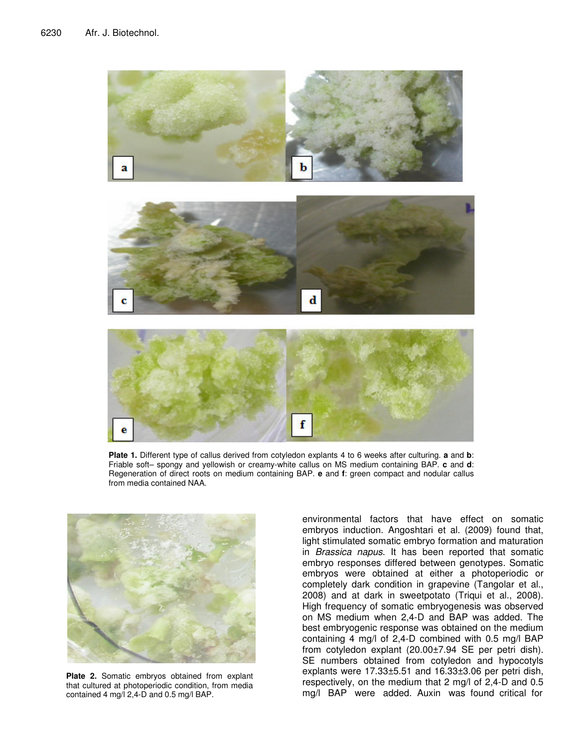**Plate 1.** Different type of callus derived from cotyledon explants 4 to 6 weeks after culturing. **a** and **b**: Friable soft– spongy and yellowish or creamy-white callus on MS medium containing BAP. **c** and **d**: Regeneration of direct roots on medium containing BAP. **e** and **f**: green compact and nodular callus from media contained NAA.

**Plate 2.** Somatic embryos obtained from explant that cultured at photoperiodic condition, from media contained 4 mg/l 2,4-D and 0.5 mg/l BAP.

environmental factors that have effect on somatic embryos induction. Angoshtari et al. (2009) found that, light stimulated somatic embryo formation and maturation in *Brassica napus*. It has been reported that somatic embryo responses differed between genotypes. Somatic embryos were obtained at either a photoperiodic or completely dark condition in grapevine (Tangolar et al., 2008) and at dark in sweetpotato (Triqui et al., 2008). High frequency of somatic embryogenesis was observed on MS medium when 2,4-D and BAP was added. The best embryogenic response was obtained on the medium containing 4 mg/l of 2,4-D combined with 0.5 mg/l BAP from cotyledon explant (20.00±7.94 SE per petri dish). SE numbers obtained from cotyledon and hypocotyls explants were 17.33±5.51 and 16.33±3.06 per petri dish, respectively, on the medium that 2 mg/l of 2,4-D and 0.5 mg/l BAP were added. Auxin was found critical for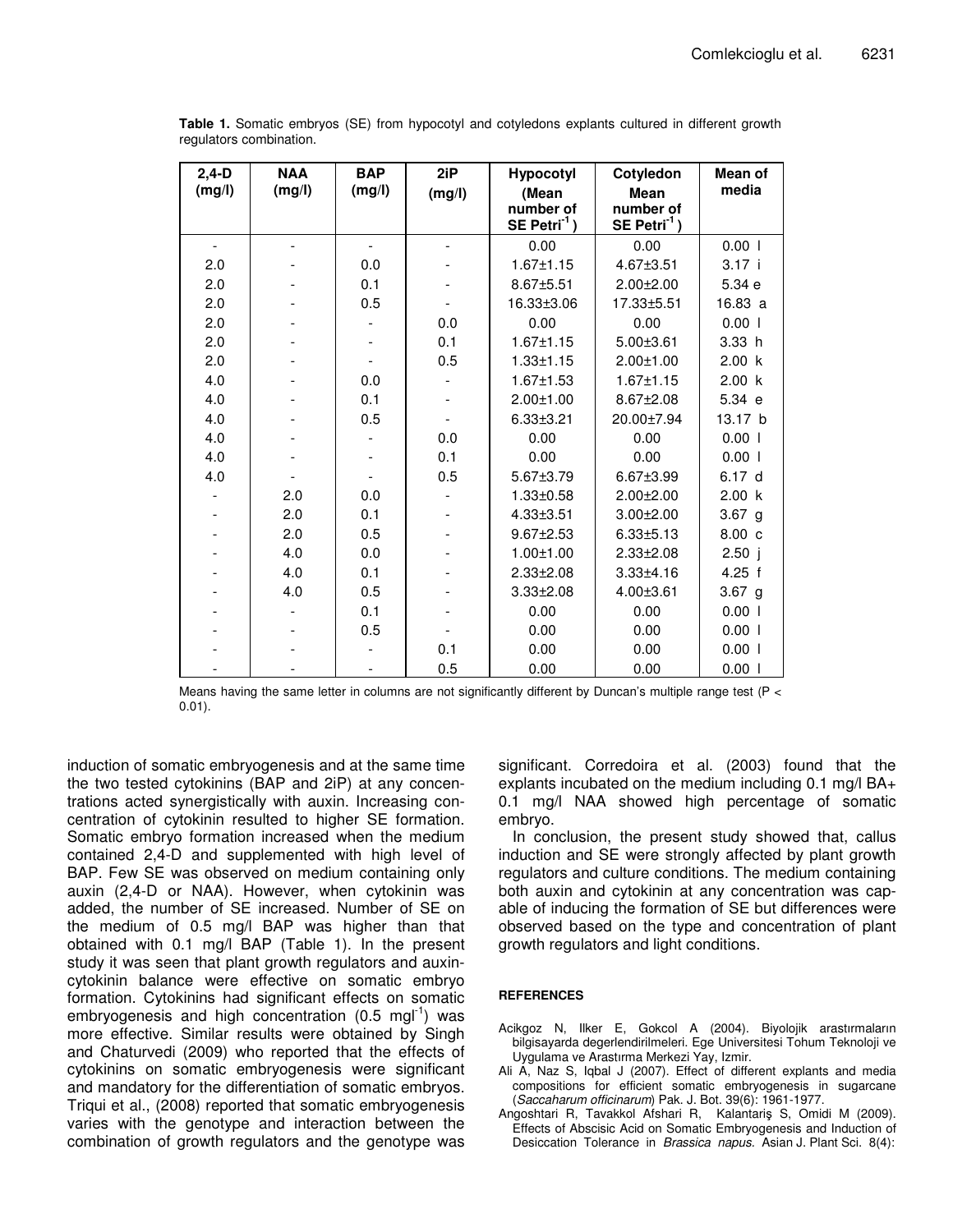**Table 1.** Somatic embryos (SE) from hypocotyl and cotyledons explants cultured in different growth regulators combination.

| 2,4-D (mg/l) | NAA (mg/l) | BAP (mg/l) | 2iP (mg/l) | Hypocotyl (Mean number of SE Petri$^{-1}$) | Cotyledon Mean number of SE Petri$^{-1}$) | Mean of media |
|---|---|---|---|---|---|---|
| - | - | - | - | 0.00 | 0.00 | 0.00 l |
| 2.0 | - | 0.0 | - | 1.67±1.15 | 4.67±3.51 | 3.17 i |
| 2.0 | - | 0.1 | - | 8.67±5.51 | 2.00±2.00 | 5.34 e |
| 2.0 | - | 0.5 | - | 16.33±3.06 | 17.33±5.51 | 16.83 a |
| 2.0 | - | - | 0.0 | 0.00 | 0.00 | 0.00 l |
| 2.0 | - | - | 0.1 | 1.67±1.15 | 5.00±3.61 | 3.33 h |
| 2.0 | - | - | 0.5 | 1.33±1.15 | 2.00±1.00 | 2.00 k |
| 4.0 | - | 0.0 | - | 1.67±1.53 | 1.67±1.15 | 2.00 k |
| 4.0 | - | 0.1 | - | 2.00±1.00 | 8.67±2.08 | 5.34 e |
| 4.0 | - | 0.5 | - | 6.33±3.21 | 20.00±7.94 | 13.17 b |
| 4.0 | - | - | 0.0 | 0.00 | 0.00 | 0.00 l |
| 4.0 | - | - | 0.1 | 0.00 | 0.00 | 0.00 l |
| 4.0 | - | - | 0.5 | 5.67±3.79 | 6.67±3.99 | 6.17 d |
| - | 2.0 | 0.0 | - | 1.33±0.58 | 2.00±2.00 | 2.00 k |
| - | 2.0 | 0.1 | - | 4.33±3.51 | 3.00±2.00 | 3.67 g |
| - | 2.0 | 0.5 | - | 9.67±2.53 | 6.33±5.13 | 8.00 c |
| - | 4.0 | 0.0 | - | 1.00±1.00 | 2.33±2.08 | 2.50 j |
| - | 4.0 | 0.1 | - | 2.33±2.08 | 3.33±4.16 | 4.25 f |
| - | 4.0 | 0.5 | - | 3.33±2.08 | 4.00±3.61 | 3.67 g |
| - | - | 0.1 | - | 0.00 | 0.00 | 0.00 l |
| - | - | 0.5 | - | 0.00 | 0.00 | 0.00 l |
| - | - | - | 0.1 | 0.00 | 0.00 | 0.00 l |
| - | - | - | 0.5 | 0.00 | 0.00 | 0.00 l |

Means having the same letter in columns are not significantly different by Duncan's multiple range test ($P < 0.01$).

induction of somatic embryogenesis and at the same time the two tested cytokinins (BAP and 2iP) at any concentrations acted synergistically with auxin. Increasing concentration of cytokinin resulted to higher SE formation. Somatic embryo formation increased when the medium contained 2,4-D and supplemented with high level of BAP. Few SE was observed on medium containing only auxin (2,4-D or NAA). However, when cytokinin was added, the number of SE increased. Number of SE on the medium of 0.5 mg/l BAP was higher than that obtained with 0.1 mg/l BAP (Table 1). In the present study it was seen that plant growth regulators and auxin-cytokinin balance were effective on somatic embryo formation. Cytokinins had significant effects on somatic embryogenesis and high concentration (0.5 mgl$^{-1}$) was more effective. Similar results were obtained by Singh and Chaturvedi (2009) who reported that the effects of cytokinins on somatic embryogenesis were significant and mandatory for the differentiation of somatic embryos. Triqui et al., (2008) reported that somatic embryogenesis varies with the genotype and interaction between the combination of growth regulators and the genotype was significant. Corredoira et al. (2003) found that the explants incubated on the medium including 0.1 mg/l BA+ 0.1 mg/l NAA showed high percentage of somatic embryo.

In conclusion, the present study showed that, callus induction and SE were strongly affected by plant growth regulators and culture conditions. The medium containing both auxin and cytokinin at any concentration was capable of inducing the formation of SE but differences were observed based on the type and concentration of plant growth regulators and light conditions.

## REFERENCES

Acikgoz N, Ilker E, Gokcol A (2004). Biyolojik arastırmaların bilgisayarda degerlendirilmeleri. Ege Universitesi Tohum Teknoloji ve Uygulama ve Arastırma Merkezi Yay, Izmir.

Ali A, Naz S, Iqbal J (2007). Effect of different explants and media compositions for efficient somatic embryogenesis in sugarcane (*Saccaharum officinarum*) Pak. J. Bot. 39(6): 1961-1977.

Angoshtari R, Tavakkol Afshari R, Kalantariş S, Omidi M (2009). Effects of Abscisic Acid on Somatic Embryogenesis and Induction of Desiccation Tolerance in *Brassica napus*. Asian J. Plant Sci. 8(4):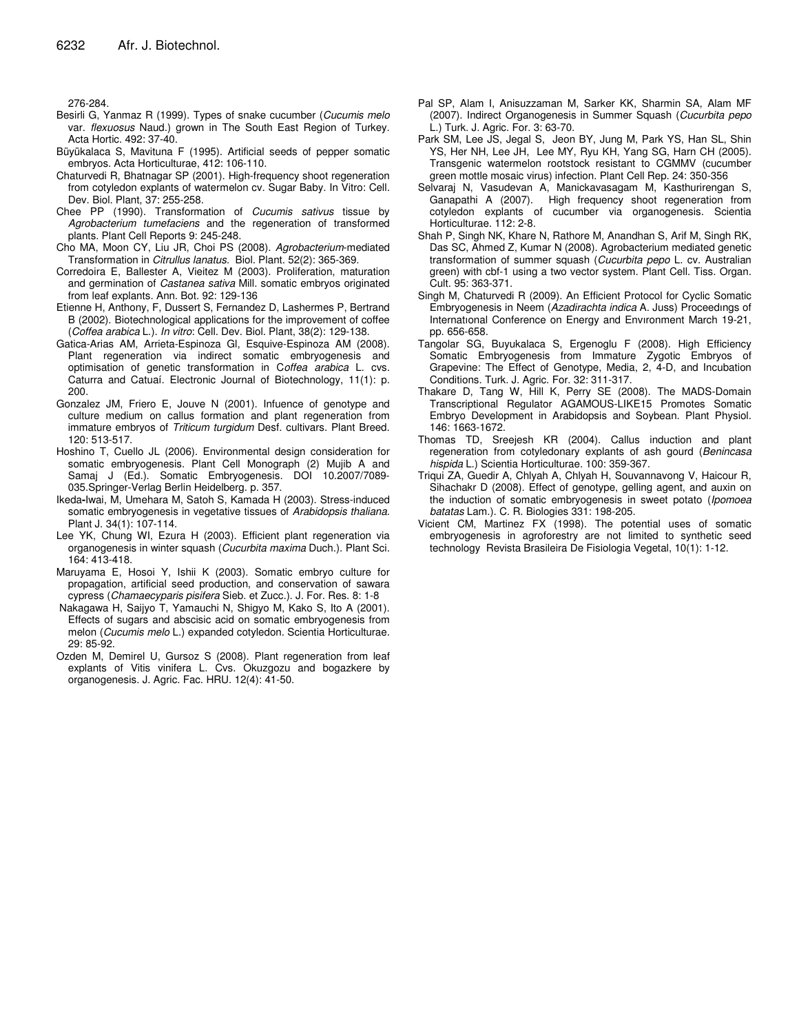276-284.

Besirli G, Yanmaz R (1999). Types of snake cucumber (*Cucumis melo* var. *flexuosus* Naud.) grown in The South East Region of Turkey. Acta Hortic. 492: 37-40.

Büyükalaca S, Mavituna F (1995). Artificial seeds of pepper somatic embryos. Acta Horticulturae, 412: 106-110.

Chaturvedi R, Bhatnagar SP (2001). High-frequency shoot regeneration from cotyledon explants of watermelon cv. Sugar Baby. In Vitro: Cell. Dev. Biol. Plant, 37: 255-258.

Chee PP (1990). Transformation of *Cucumis sativus* tissue by *Agrobacterium tumefaciens* and the regeneration of transformed plants. Plant Cell Reports 9: 245-248.

Cho MA, Moon CY, Liu JR, Choi PS (2008). *Agrobacterium*-mediated Transformation in *Citrullus lanatus.* Biol. Plant. 52(2): 365-369.

Corredoira E, Ballester A, Vieitez M (2003). Proliferation, maturation and germination of *Castanea sativa* Mill. somatic embryos originated from leaf explants. Ann. Bot. 92: 129-136

Etienne H, Anthony, F, Dussert S, Fernandez D, Lashermes P, Bertrand B (2002). Biotechnological applications for the improvement of coffee (*Coffea arabica* L.). *In vitro*: Cell. Dev. Biol. Plant, 38(2): 129-138.

Gatica-Arias AM, Arrieta-Espinoza GI, Esquive-Espinoza AM (2008). Plant regeneration via indirect somatic embryogenesis and optimisation of genetic transformation in C*offea arabica* L. cvs. Caturra and Catuaí. Electronic Journal of Biotechnology, 11(1): p. 200.

Gonzalez JM, Friero E, Jouve N (2001). Infuence of genotype and culture medium on callus formation and plant regeneration from immature embryos of *Triticum turgidum* Desf. cultivars. Plant Breed. 120: 513-517.

Hoshino T, Cuello JL (2006). Environmental design consideration for somatic embryogenesis. Plant Cell Monograph (2) Mujib A and Samaj J (Ed.). Somatic Embryogenesis. DOI 10.2007/7089-035.Springer-Verlag Berlin Heidelberg. p. 357.

Ikeda-Iwai, M, Umehara M, Satoh S, Kamada H (2003). Stress-induced somatic embryogenesis in vegetative tissues of *Arabidopsis thaliana*. Plant J. 34(1): 107-114.

Lee YK, Chung WI, Ezura H (2003). Efficient plant regeneration via organogenesis in winter squash (*Cucurbita maxima* Duch.). Plant Sci. 164: 413-418.

Maruyama E, Hosoi Y, Ishii K (2003). Somatic embryo culture for propagation, artificial seed production, and conservation of sawara cypress (*Chamaecyparis pisifera* Sieb. et Zucc.). J. For. Res. 8: 1-8

Nakagawa H, Saijyo T, Yamauchi N, Shigyo M, Kako S, Ito A (2001). Effects of sugars and abscisic acid on somatic embryogenesis from melon (*Cucumis melo* L.) expanded cotyledon. Scientia Horticulturae. 29: 85-92.

Ozden M, Demirel U, Gursoz S (2008). Plant regeneration from leaf explants of Vitis vinifera L. Cvs. Okuzgozu and bogazkere by organogenesis. J. Agric. Fac. HRU. 12(4): 41-50.

Pal SP, Alam I, Anisuzzaman M, Sarker KK, Sharmin SA, Alam MF (2007). Indirect Organogenesis in Summer Squash (*Cucurbita pepo* L.) Turk. J. Agric. For. 3: 63-70.

Park SM, Lee JS, Jegal S, Jeon BY, Jung M, Park YS, Han SL, Shin YS, Her NH, Lee JH, Lee MY, Ryu KH, Yang SG, Harn CH (2005). Transgenic watermelon rootstock resistant to CGMMV (cucumber green mottle mosaic virus) infection. Plant Cell Rep. 24: 350-356

Selvaraj N, Vasudevan A, Manickavasagam M, Kasthurirengan S, Ganapathi A (2007). High frequency shoot regeneration from cotyledon explants of cucumber via organogenesis. Scientia Horticulturae. 112: 2-8.

Shah P, Singh NK, Khare N, Rathore M, Anandhan S, Arif M, Singh RK, Das SC, Ahmed Z, Kumar N (2008). Agrobacterium mediated genetic transformation of summer squash (*Cucurbita pepo* L. cv. Australian green) with cbf-1 using a two vector system. Plant Cell. Tiss. Organ. Cult. 95: 363-371.

Singh M, Chaturvedi R (2009). An Efficient Protocol for Cyclic Somatic Embryogenesis in Neem (*Azadirachta indica* A. Juss) Proceedıngs of Internatıonal Conference on Energy and Envıronment March 19-21, pp. 656-658.

Tangolar SG, Buyukalaca S, Ergenoglu F (2008). High Efficiency Somatic Embryogenesis from Immature Zygotic Embryos of Grapevine: The Effect of Genotype, Media, 2, 4-D, and Incubation Conditions. Turk. J. Agric. For. 32: 311-317.

Thakare D, Tang W, Hill K, Perry SE (2008). The MADS-Domain Transcriptional Regulator AGAMOUS-LIKE15 Promotes Somatic Embryo Development in Arabidopsis and Soybean. Plant Physiol. 146: 1663-1672.

Thomas TD, Sreejesh KR (2004). Callus induction and plant regeneration from cotyledonary explants of ash gourd (*Benincasa hispida* L.) Scientia Horticulturae. 100: 359-367.

Triqui ZA, Guedir A, Chlyah A, Chlyah H, Souvannavong V, Haicour R, Sihachakr D (2008). Effect of genotype, gelling agent, and auxin on the induction of somatic embryogenesis in sweet potato (*Ipomoea batatas* Lam.). C. R. Biologies 331: 198-205.

Vicient CM, Martinez FX (1998). The potential uses of somatic embryogenesis in agroforestry are not limited to synthetic seed technology Revista Brasileira De Fisiologia Vegetal, 10(1): 1-12.